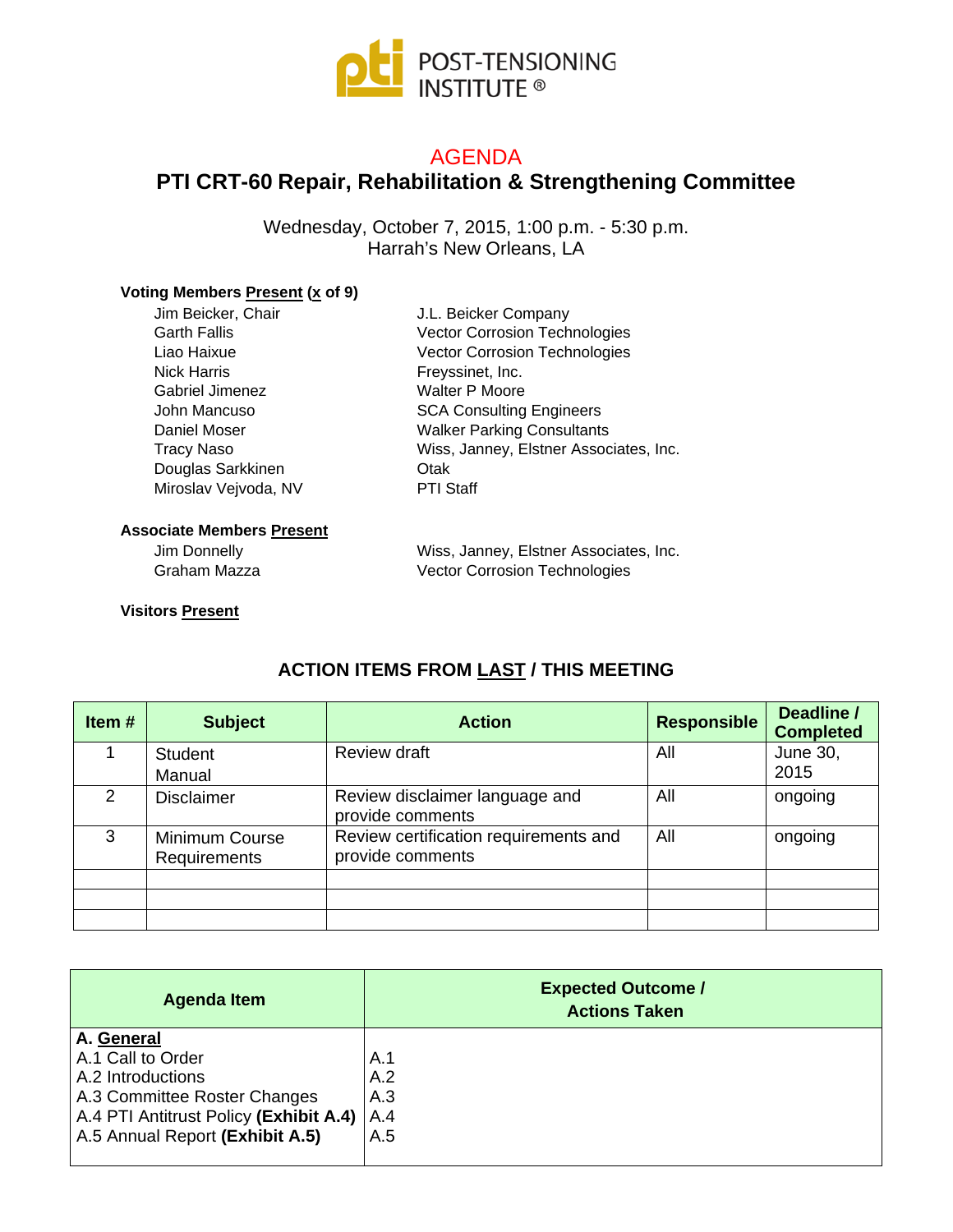POST-TENSIONING INSTITUTE ®

# AGENDA

## PTI CRT-60 Repair, Rehabilitation & Strengthening Committee

Wednesday, October 7, 2015, 1:00 p.m. - 5:30 p.m.
Harrah's New Orleans, LA

**Voting Members Present (x of 9)**

| | |
|---|---|
| Jim Beicker, Chair | J.L. Beicker Company |
| Garth Fallis | Vector Corrosion Technologies |
| Liao Haixue | Vector Corrosion Technologies |
| Nick Harris | Freyssinet, Inc. |
| Gabriel Jimenez | Walter P Moore |
| John Mancuso | SCA Consulting Engineers |
| Daniel Moser | Walker Parking Consultants |
| Tracy Naso | Wiss, Janney, Elstner Associates, Inc. |
| Douglas Sarkkinen | Otak |
| Miroslav Vejvoda, NV | PTI Staff |

**Associate Members Present**

| | |
|---|---|
| Jim Donnelly | Wiss, Janney, Elstner Associates, Inc. |
| Graham Mazza | Vector Corrosion Technologies |

**Visitors Present**

### ACTION ITEMS FROM LAST / THIS MEETING

| Item # | Subject | Action | Responsible | Deadline / Completed |
|---|---|---|---|---|
| 1 | Student Manual | Review draft | All | June 30, 2015 |
| 2 | Disclaimer | Review disclaimer language and provide comments | All | ongoing |
| 3 | Minimum Course Requirements | Review certification requirements and provide comments | All | ongoing |
| | | | | |
| | | | | |
| | | | | |

| Agenda Item | Expected Outcome / Actions Taken |
|---|---|
| **A. General** | |
| A.1 Call to Order | A.1 |
| A.2 Introductions | A.2 |
| A.3 Committee Roster Changes | A.3 |
| A.4 PTI Antitrust Policy **(Exhibit A.4)** | A.4 |
| A.5 Annual Report **(Exhibit A.5)** | A.5 |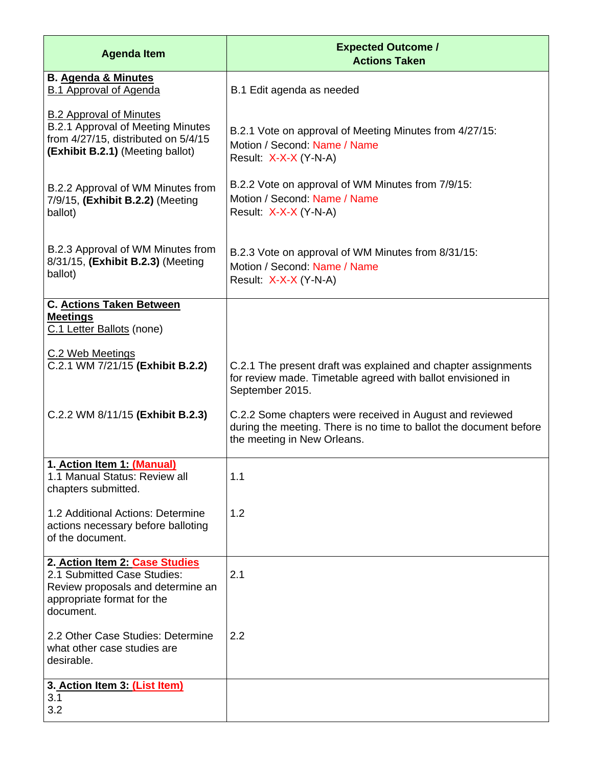| Agenda Item | Expected Outcome / Actions Taken |
|---|---|
| **B. Agenda & Minutes**<br>B.1 Approval of Agenda | B.1 Edit agenda as needed |
| B.2 Approval of Minutes<br>B.2.1 Approval of Meeting Minutes from 4/27/15, distributed on 5/4/15 **(Exhibit B.2.1)** (Meeting ballot) | B.2.1 Vote on approval of Meeting Minutes from 4/27/15:<br>Motion / Second: Name / Name<br>Result: X-X-X (Y-N-A) |
| B.2.2 Approval of WM Minutes from 7/9/15, **(Exhibit B.2.2)** (Meeting ballot) | B.2.2 Vote on approval of WM Minutes from 7/9/15:<br>Motion / Second: Name / Name<br>Result: X-X-X (Y-N-A) |
| B.2.3 Approval of WM Minutes from 8/31/15, **(Exhibit B.2.3)** (Meeting ballot) | B.2.3 Vote on approval of WM Minutes from 8/31/15:<br>Motion / Second: Name / Name<br>Result: X-X-X (Y-N-A) |
| **C. Actions Taken Between Meetings**<br>C.1 Letter Ballots (none) | |
| C.2 Web Meetings<br>C.2.1 WM 7/21/15 **(Exhibit B.2.2)** | C.2.1 The present draft was explained and chapter assignments for review made. Timetable agreed with ballot envisioned in September 2015. |
| C.2.2 WM 8/11/15 **(Exhibit B.2.3)** | C.2.2 Some chapters were received in August and reviewed during the meeting. There is no time to ballot the document before the meeting in New Orleans. |
| **1. Action Item 1: (Manual)**<br>1.1 Manual Status: Review all chapters submitted. | 1.1 |
| 1.2 Additional Actions: Determine actions necessary before balloting of the document. | 1.2 |
| **2. Action Item 2: Case Studies**<br>2.1 Submitted Case Studies: Review proposals and determine an appropriate format for the document. | 2.1 |
| 2.2 Other Case Studies: Determine what other case studies are desirable. | 2.2 |
| **3. Action Item 3: (List Item)**<br>3.1<br>3.2 | |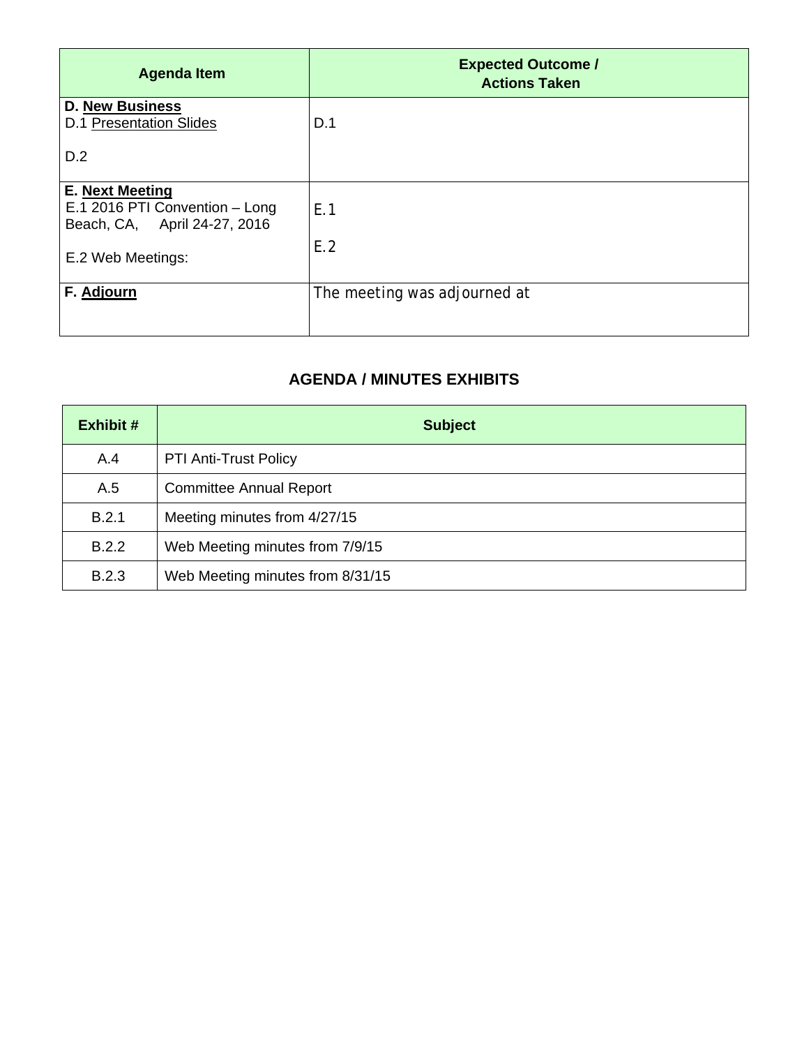| Agenda Item | Expected Outcome / Actions Taken |
|---|---|
| **D. New Business**<br>D.1 Presentation Slides<br><br>D.2 | D.1 |
| **E. Next Meeting**<br>E.1 2016 PTI Convention – Long Beach, CA, April 24-27, 2016<br><br>E.2 Web Meetings: | E.1<br><br>E.2 |
| **F. Adjourn** | The meeting was adjourned at |

## AGENDA / MINUTES EXHIBITS

| Exhibit # | Subject |
|---|---|
| A.4 | PTI Anti-Trust Policy |
| A.5 | Committee Annual Report |
| B.2.1 | Meeting minutes from 4/27/15 |
| B.2.2 | Web Meeting minutes from 7/9/15 |
| B.2.3 | Web Meeting minutes from 8/31/15 |